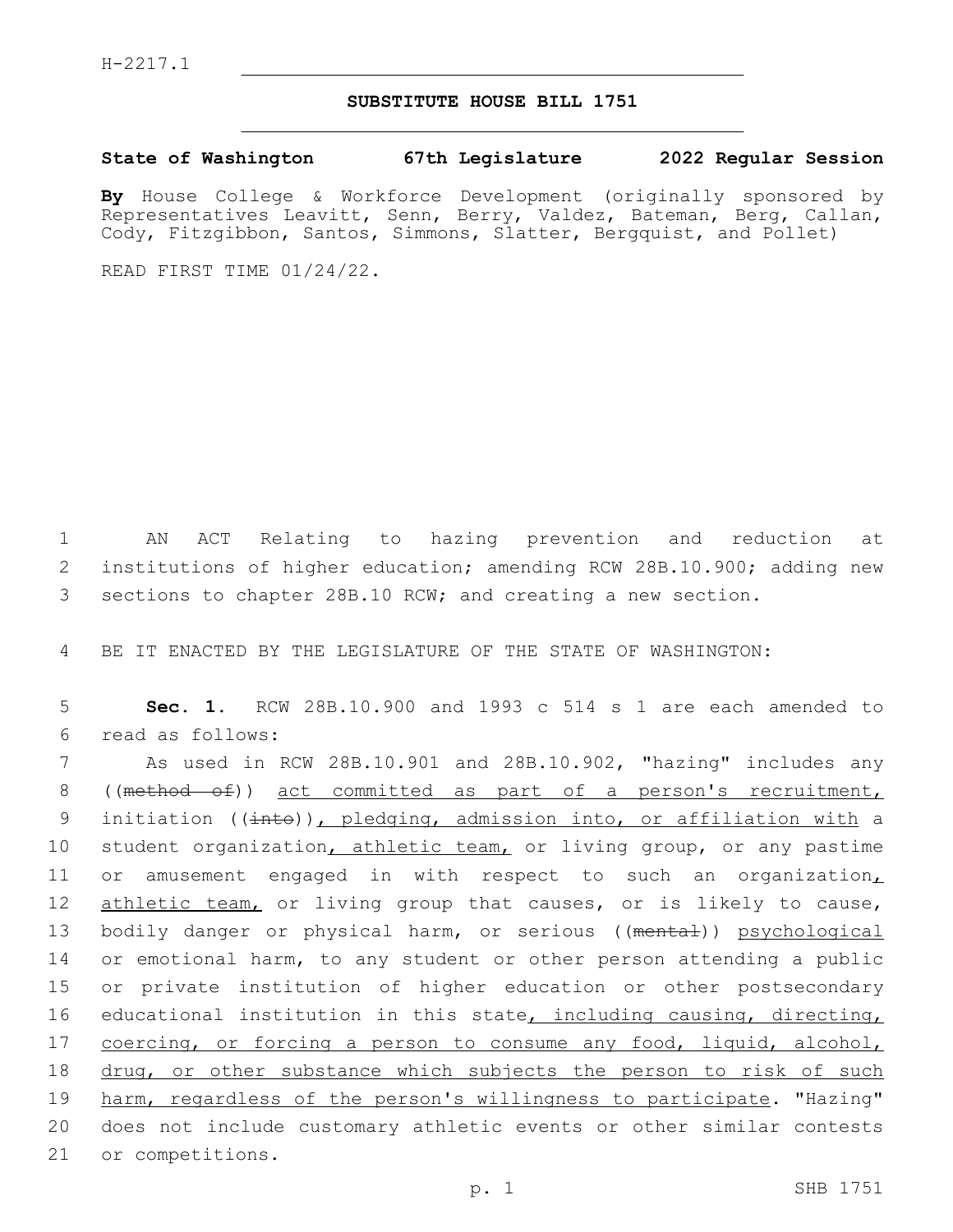H-2217.1

## SUBSTITUTE HOUSE BILL 1751

**State of Washington 67th Legislature 2022 Regular Session**

**By** House College & Workforce Development (originally sponsored by Representatives Leavitt, Senn, Berry, Valdez, Bateman, Berg, Callan, Cody, Fitzgibbon, Santos, Simmons, Slatter, Bergquist, and Pollet)

READ FIRST TIME 01/24/22.

1 AN ACT Relating to hazing prevention and reduction at
2 institutions of higher education; amending RCW 28B.10.900; adding new
3 sections to chapter 28B.10 RCW; and creating a new section.

4 BE IT ENACTED BY THE LEGISLATURE OF THE STATE OF WASHINGTON:

5 **Sec. 1.** RCW 28B.10.900 and 1993 c 514 s 1 are each amended to
6 read as follows:

7 As used in RCW 28B.10.901 and 28B.10.902, "hazing" includes any
8 ((~~method of~~)) <u>act committed as part of a person's recruitment,</u>
9 initiation ((~~into~~))<u>, pledging, admission into, or affiliation with</u> a
10 student organization<u>, athletic team,</u> or living group, or any pastime
11 or amusement engaged in with respect to such an organization<u>,</u>
12 <u>athletic team,</u> or living group that causes, or is likely to cause,
13 bodily danger or physical harm, or serious ((~~mental~~)) <u>psychological</u>
14 or emotional harm, to any student or other person attending a public
15 or private institution of higher education or other postsecondary
16 educational institution in this state<u>, including causing, directing,</u>
17 <u>coercing, or forcing a person to consume any food, liquid, alcohol,</u>
18 <u>drug, or other substance which subjects the person to risk of such</u>
19 <u>harm, regardless of the person's willingness to participate</u>. "Hazing"
20 does not include customary athletic events or other similar contests
21 or competitions.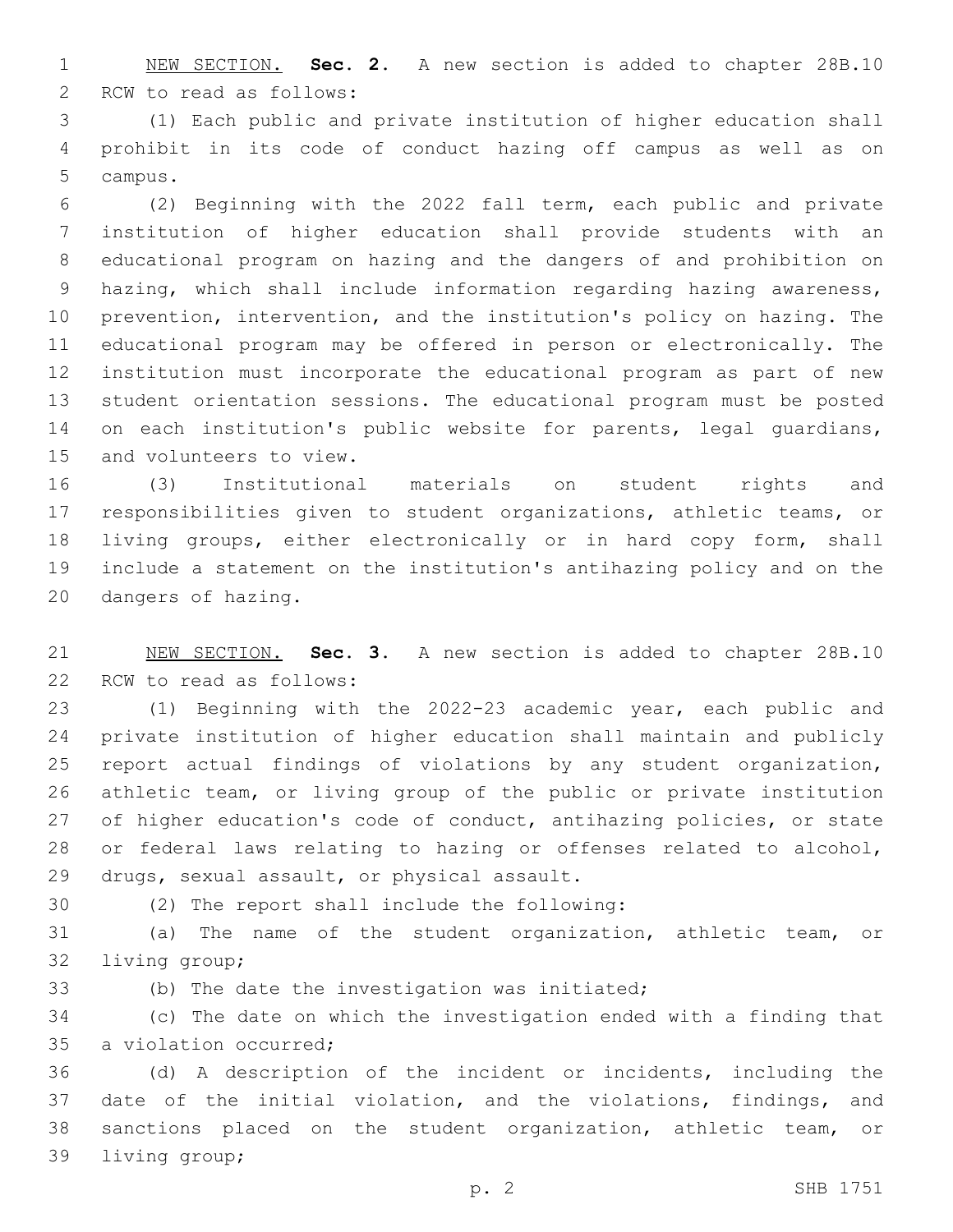NEW SECTION. **Sec. 2.** A new section is added to chapter 28B.10 RCW to read as follows:

(1) Each public and private institution of higher education shall prohibit in its code of conduct hazing off campus as well as on campus.

(2) Beginning with the 2022 fall term, each public and private institution of higher education shall provide students with an educational program on hazing and the dangers of and prohibition on hazing, which shall include information regarding hazing awareness, prevention, intervention, and the institution's policy on hazing. The educational program may be offered in person or electronically. The institution must incorporate the educational program as part of new student orientation sessions. The educational program must be posted on each institution's public website for parents, legal guardians, and volunteers to view.

(3) Institutional materials on student rights and responsibilities given to student organizations, athletic teams, or living groups, either electronically or in hard copy form, shall include a statement on the institution's antihazing policy and on the dangers of hazing.

NEW SECTION. **Sec. 3.** A new section is added to chapter 28B.10 RCW to read as follows:

(1) Beginning with the 2022-23 academic year, each public and private institution of higher education shall maintain and publicly report actual findings of violations by any student organization, athletic team, or living group of the public or private institution of higher education's code of conduct, antihazing policies, or state or federal laws relating to hazing or offenses related to alcohol, drugs, sexual assault, or physical assault.

(2) The report shall include the following:

(a) The name of the student organization, athletic team, or living group;

(b) The date the investigation was initiated;

(c) The date on which the investigation ended with a finding that a violation occurred;

(d) A description of the incident or incidents, including the date of the initial violation, and the violations, findings, and sanctions placed on the student organization, athletic team, or living group;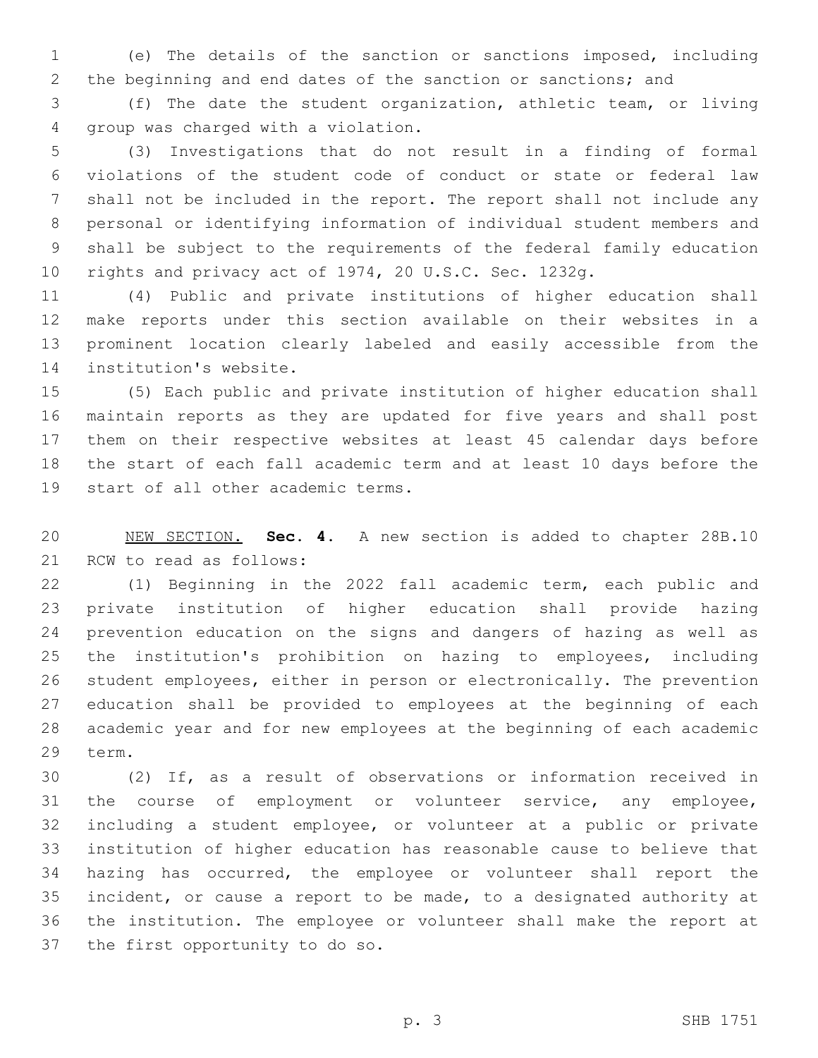(e) The details of the sanction or sanctions imposed, including the beginning and end dates of the sanction or sanctions; and

(f) The date the student organization, athletic team, or living group was charged with a violation.

(3) Investigations that do not result in a finding of formal violations of the student code of conduct or state or federal law shall not be included in the report. The report shall not include any personal or identifying information of individual student members and shall be subject to the requirements of the federal family education rights and privacy act of 1974, 20 U.S.C. Sec. 1232g.

(4) Public and private institutions of higher education shall make reports under this section available on their websites in a prominent location clearly labeled and easily accessible from the institution's website.

(5) Each public and private institution of higher education shall maintain reports as they are updated for five years and shall post them on their respective websites at least 45 calendar days before the start of each fall academic term and at least 10 days before the start of all other academic terms.

NEW SECTION. **Sec. 4.** A new section is added to chapter 28B.10 RCW to read as follows:

(1) Beginning in the 2022 fall academic term, each public and private institution of higher education shall provide hazing prevention education on the signs and dangers of hazing as well as the institution's prohibition on hazing to employees, including student employees, either in person or electronically. The prevention education shall be provided to employees at the beginning of each academic year and for new employees at the beginning of each academic term.

(2) If, as a result of observations or information received in the course of employment or volunteer service, any employee, including a student employee, or volunteer at a public or private institution of higher education has reasonable cause to believe that hazing has occurred, the employee or volunteer shall report the incident, or cause a report to be made, to a designated authority at the institution. The employee or volunteer shall make the report at the first opportunity to do so.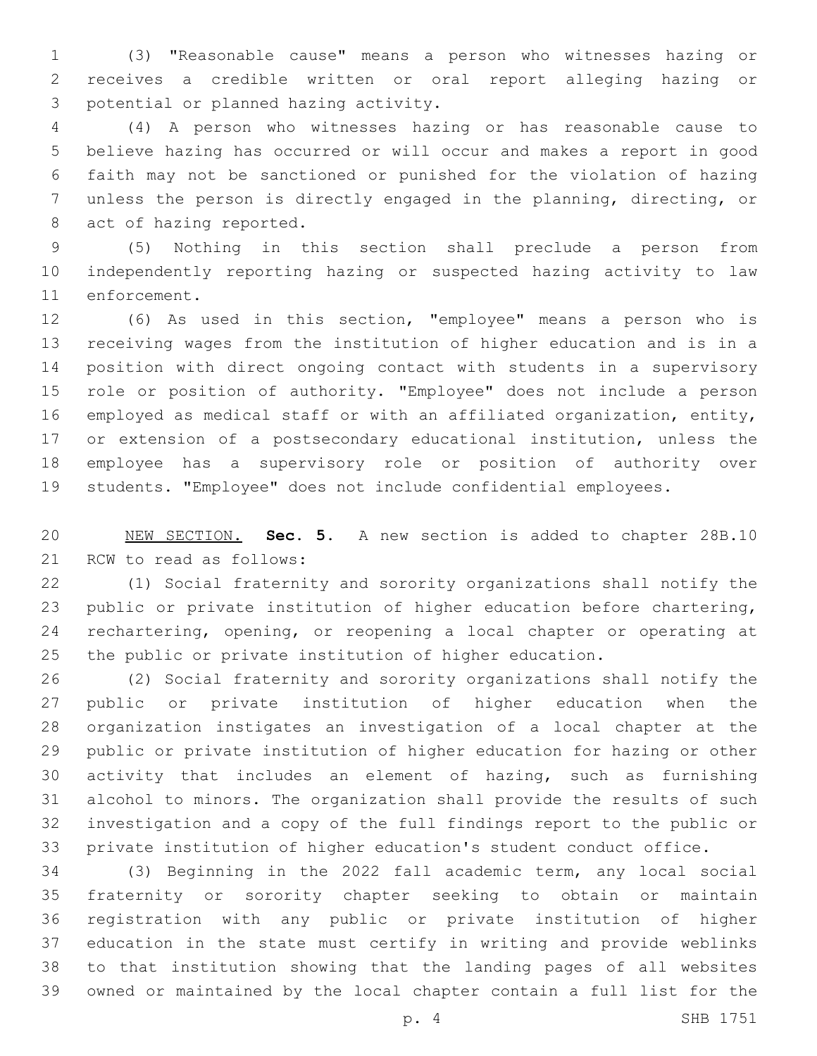(3) "Reasonable cause" means a person who witnesses hazing or receives a credible written or oral report alleging hazing or potential or planned hazing activity.

(4) A person who witnesses hazing or has reasonable cause to believe hazing has occurred or will occur and makes a report in good faith may not be sanctioned or punished for the violation of hazing unless the person is directly engaged in the planning, directing, or act of hazing reported.

(5) Nothing in this section shall preclude a person from independently reporting hazing or suspected hazing activity to law enforcement.

(6) As used in this section, "employee" means a person who is receiving wages from the institution of higher education and is in a position with direct ongoing contact with students in a supervisory role or position of authority. "Employee" does not include a person employed as medical staff or with an affiliated organization, entity, or extension of a postsecondary educational institution, unless the employee has a supervisory role or position of authority over students. "Employee" does not include confidential employees.

NEW SECTION. **Sec. 5.** A new section is added to chapter 28B.10 RCW to read as follows:

(1) Social fraternity and sorority organizations shall notify the public or private institution of higher education before chartering, rechartering, opening, or reopening a local chapter or operating at the public or private institution of higher education.

(2) Social fraternity and sorority organizations shall notify the public or private institution of higher education when the organization instigates an investigation of a local chapter at the public or private institution of higher education for hazing or other activity that includes an element of hazing, such as furnishing alcohol to minors. The organization shall provide the results of such investigation and a copy of the full findings report to the public or private institution of higher education's student conduct office.

(3) Beginning in the 2022 fall academic term, any local social fraternity or sorority chapter seeking to obtain or maintain registration with any public or private institution of higher education in the state must certify in writing and provide weblinks to that institution showing that the landing pages of all websites owned or maintained by the local chapter contain a full list for the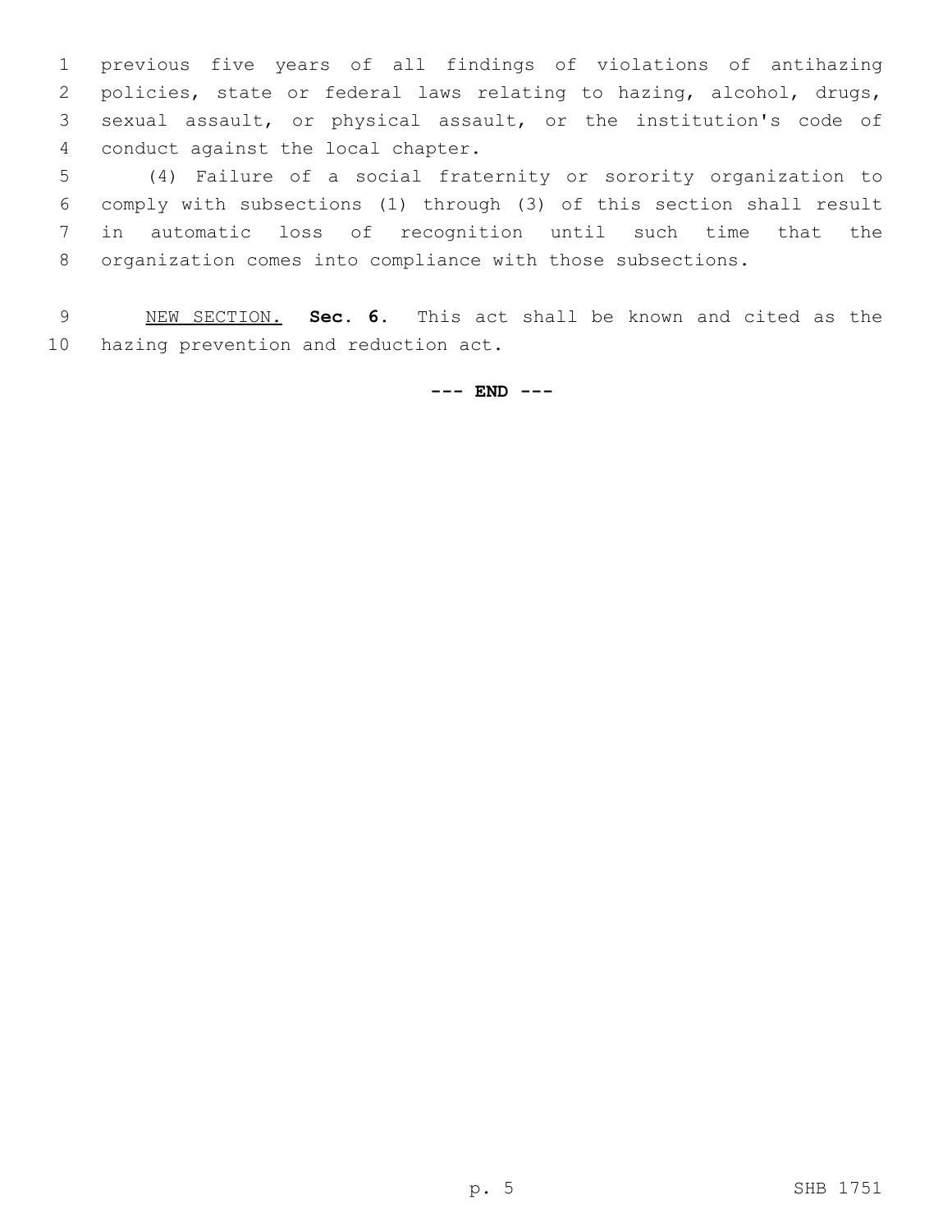previous five years of all findings of violations of antihazing policies, state or federal laws relating to hazing, alcohol, drugs, sexual assault, or physical assault, or the institution's code of conduct against the local chapter.

(4) Failure of a social fraternity or sorority organization to comply with subsections (1) through (3) of this section shall result in automatic loss of recognition until such time that the organization comes into compliance with those subsections.

NEW SECTION. **Sec. 6.** This act shall be known and cited as the hazing prevention and reduction act.

**--- END ---**